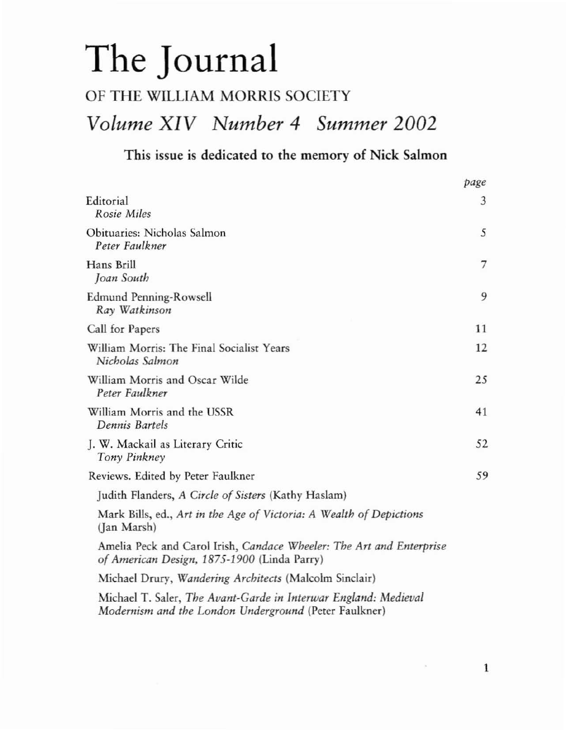# The Journal

## OF THE WILLIAM MORRIS SOCIETY

## *Volume XIV Number 4 Summer 2002*

**This issue is dedicated to the memory of Nick Salmon**

| | *page* |
|---|---|
| Editorial<br>*Rosie Miles* | 3 |
| Obituaries: Nicholas Salmon<br>*Peter Faulkner* | 5 |
| Hans Brill<br>*Joan South* | 7 |
| Edmund Penning-Rowsell<br>*Ray Watkinson* | 9 |
| Call for Papers | 11 |
| William Morris: The Final Socialist Years<br>*Nicholas Salmon* | 12 |
| William Morris and Oscar Wilde<br>*Peter Faulkner* | 25 |
| William Morris and the USSR<br>*Dennis Bartels* | 41 |
| J. W. Mackail as Literary Critic<br>*Tony Pinkney* | 52 |
| Reviews. Edited by Peter Faulkner | 59 |

Judith Flanders, *A Circle of Sisters* (Kathy Haslam)

Mark Bills, ed., *Art in the Age of Victoria: A Wealth of Depictions* (Jan Marsh)

Amelia Peck and Carol Irish, *Candace Wheeler: The Art and Enterprise of American Design, 1875-1900* (Linda Parry)

Michael Drury, *Wandering Architects* (Malcolm Sinclair)

Michael T. Saler, *The Avant-Garde in Interwar England: Medieval Modernism and the London Underground* (Peter Faulkner)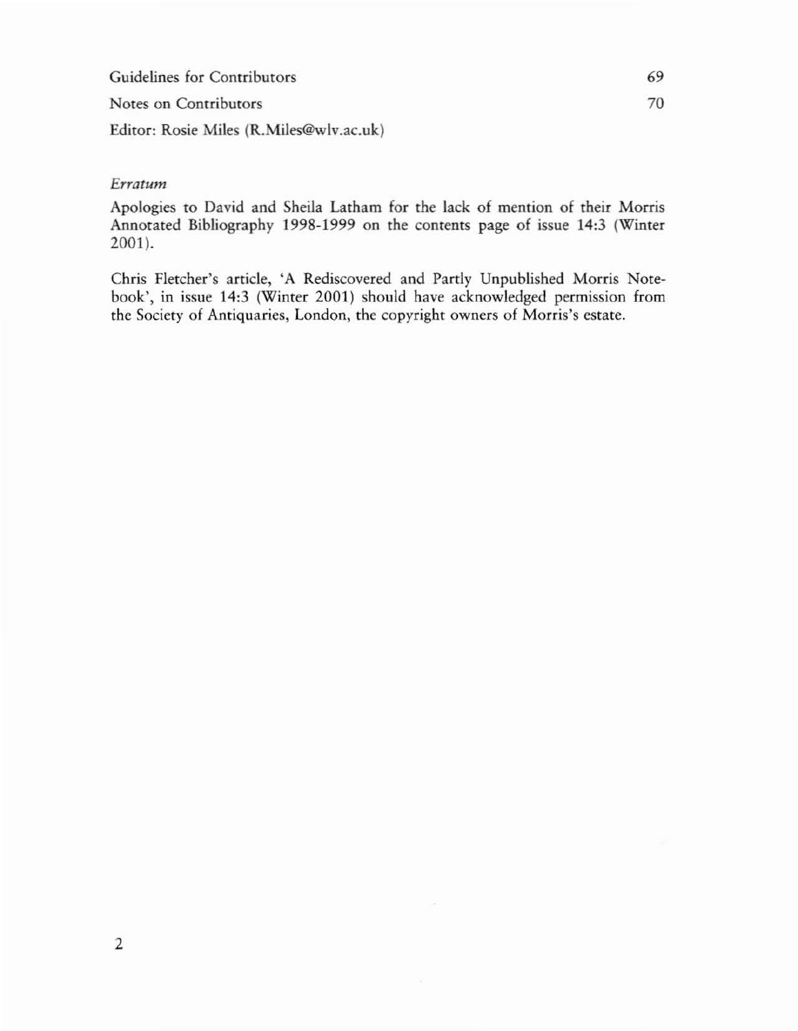Guidelines for Contributors 69

Notes on Contributors 70

Editor: Rosie Miles (R.Miles@wlv.ac.uk)

*Erratum*

Apologies to David and Sheila Latham for the lack of mention of their Morris Annotated Bibliography 1998-1999 on the contents page of issue 14:3 (Winter 2001).

Chris Fletcher's article, 'A Rediscovered and Partly Unpublished Morris Notebook', in issue 14:3 (Winter 2001) should have acknowledged permission from the Society of Antiquaries, London, the copyright owners of Morris's estate.